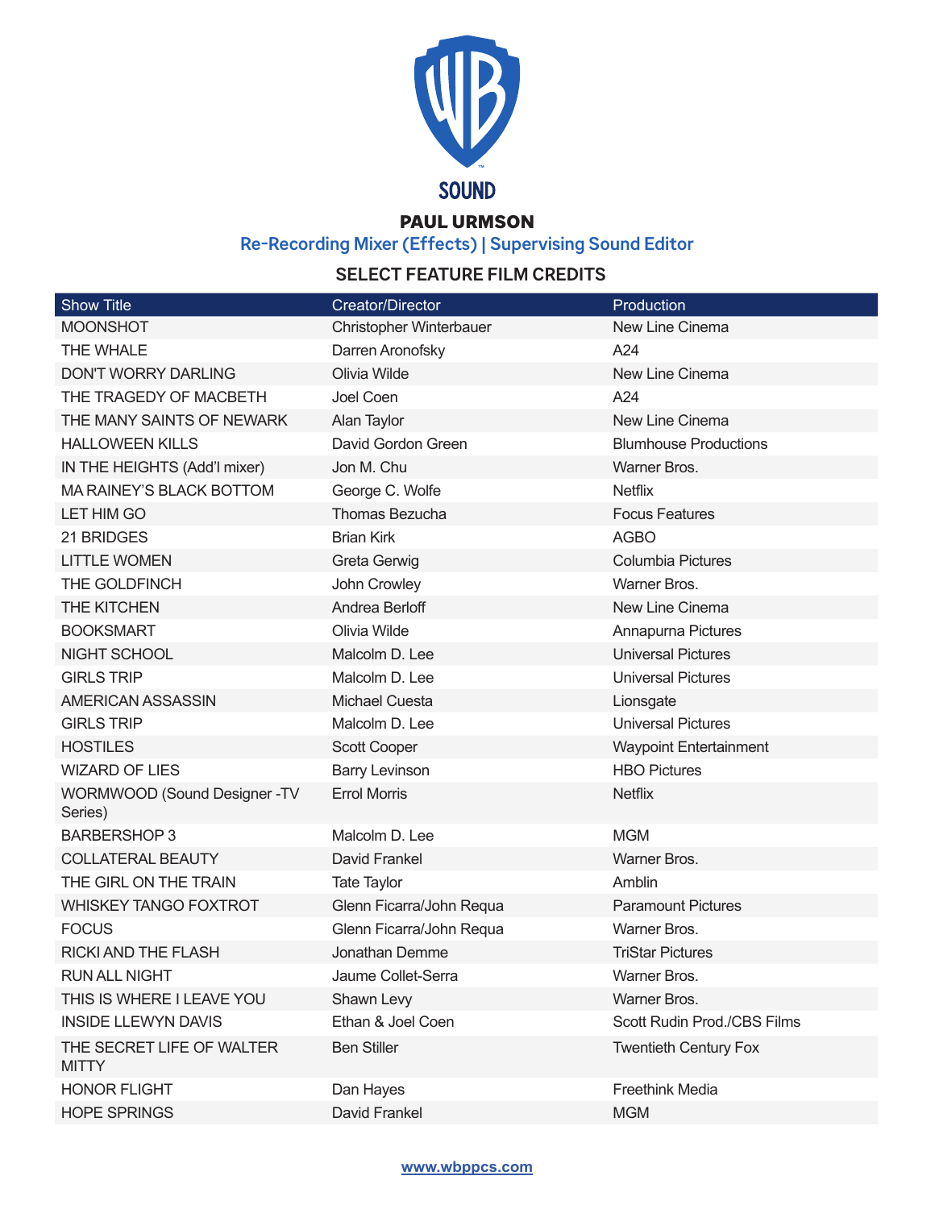SOUND

# PAUL URMSON

## Re-Recording Mixer (Effects) | Supervising Sound Editor

### SELECT FEATURE FILM CREDITS

| Show Title | Creator/Director | Production |
| --- | --- | --- |
| MOONSHOT | Christopher Winterbauer | New Line Cinema |
| THE WHALE | Darren Aronofsky | A24 |
| DON'T WORRY DARLING | Olivia Wilde | New Line Cinema |
| THE TRAGEDY OF MACBETH | Joel Coen | A24 |
| THE MANY SAINTS OF NEWARK | Alan Taylor | New Line Cinema |
| HALLOWEEN KILLS | David Gordon Green | Blumhouse Productions |
| IN THE HEIGHTS (Add'l mixer) | Jon M. Chu | Warner Bros. |
| MA RAINEY'S BLACK BOTTOM | George C. Wolfe | Netflix |
| LET HIM GO | Thomas Bezucha | Focus Features |
| 21 BRIDGES | Brian Kirk | AGBO |
| LITTLE WOMEN | Greta Gerwig | Columbia Pictures |
| THE GOLDFINCH | John Crowley | Warner Bros. |
| THE KITCHEN | Andrea Berloff | New Line Cinema |
| BOOKSMART | Olivia Wilde | Annapurna Pictures |
| NIGHT SCHOOL | Malcolm D. Lee | Universal Pictures |
| GIRLS TRIP | Malcolm D. Lee | Universal Pictures |
| AMERICAN ASSASSIN | Michael Cuesta | Lionsgate |
| GIRLS TRIP | Malcolm D. Lee | Universal Pictures |
| HOSTILES | Scott Cooper | Waypoint Entertainment |
| WIZARD OF LIES | Barry Levinson | HBO Pictures |
| WORMWOOD (Sound Designer -TV Series) | Errol Morris | Netflix |
| BARBERSHOP 3 | Malcolm D. Lee | MGM |
| COLLATERAL BEAUTY | David Frankel | Warner Bros. |
| THE GIRL ON THE TRAIN | Tate Taylor | Amblin |
| WHISKEY TANGO FOXTROT | Glenn Ficarra/John Requa | Paramount Pictures |
| FOCUS | Glenn Ficarra/John Requa | Warner Bros. |
| RICKI AND THE FLASH | Jonathan Demme | TriStar Pictures |
| RUN ALL NIGHT | Jaume Collet-Serra | Warner Bros. |
| THIS IS WHERE I LEAVE YOU | Shawn Levy | Warner Bros. |
| INSIDE LLEWYN DAVIS | Ethan & Joel Coen | Scott Rudin Prod./CBS Films |
| THE SECRET LIFE OF WALTER MITTY | Ben Stiller | Twentieth Century Fox |
| HONOR FLIGHT | Dan Hayes | Freethink Media |
| HOPE SPRINGS | David Frankel | MGM |

www.wbppcs.com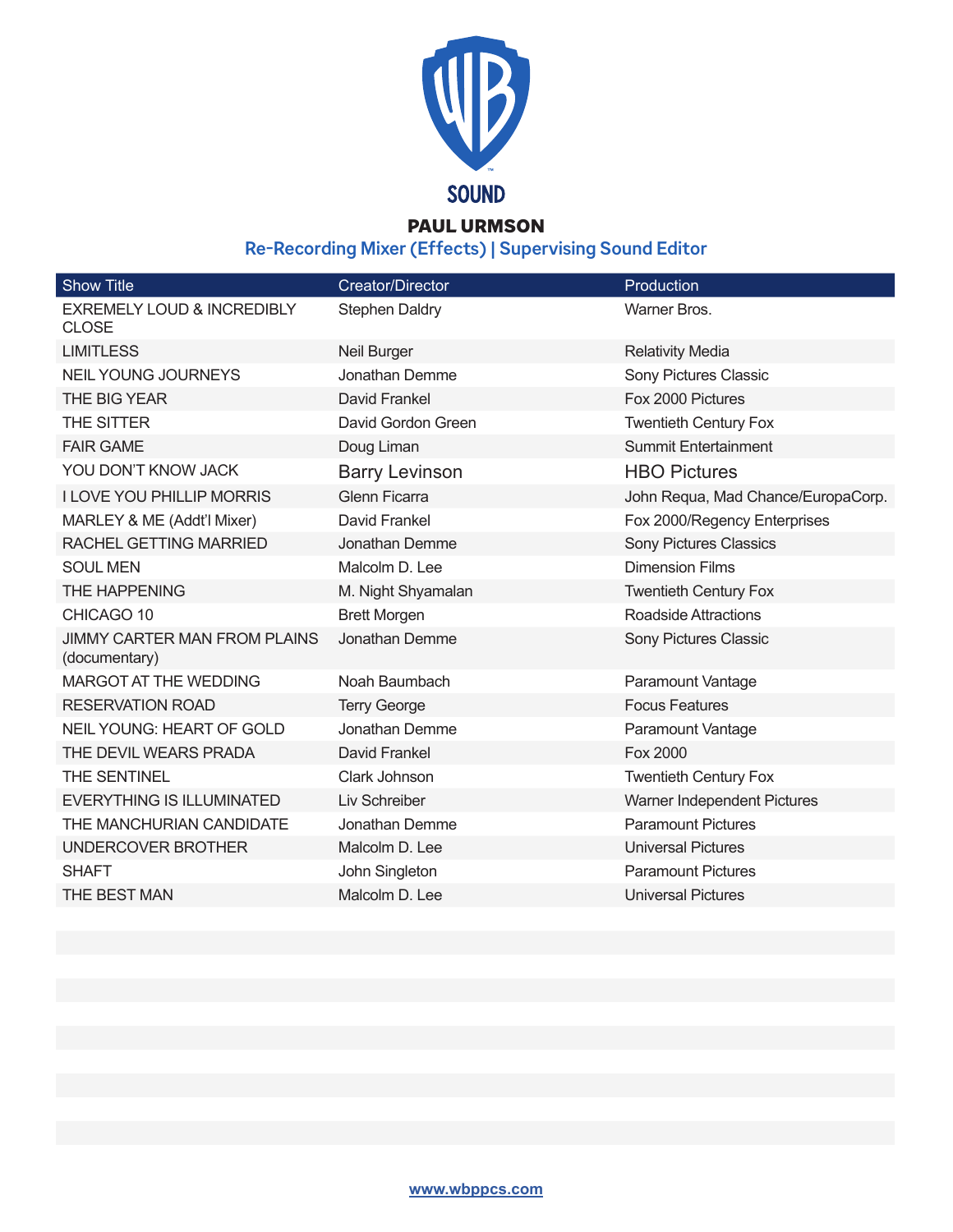SOUND

**PAUL URMSON**

**Re-Recording Mixer (Effects) | Supervising Sound Editor**

| Show Title | Creator/Director | Production |
| --- | --- | --- |
| EXREMELY LOUD & INCREDIBLY CLOSE | Stephen Daldry | Warner Bros. |
| LIMITLESS | Neil Burger | Relativity Media |
| NEIL YOUNG JOURNEYS | Jonathan Demme | Sony Pictures Classic |
| THE BIG YEAR | David Frankel | Fox 2000 Pictures |
| THE SITTER | David Gordon Green | Twentieth Century Fox |
| FAIR GAME | Doug Liman | Summit Entertainment |
| YOU DON'T KNOW JACK | Barry Levinson | HBO Pictures |
| I LOVE YOU PHILLIP MORRIS | Glenn Ficarra | John Requa, Mad Chance/EuropaCorp. |
| MARLEY & ME (Addt'l Mixer) | David Frankel | Fox 2000/Regency Enterprises |
| RACHEL GETTING MARRIED | Jonathan Demme | Sony Pictures Classics |
| SOUL MEN | Malcolm D. Lee | Dimension Films |
| THE HAPPENING | M. Night Shyamalan | Twentieth Century Fox |
| CHICAGO 10 | Brett Morgen | Roadside Attractions |
| JIMMY CARTER MAN FROM PLAINS (documentary) | Jonathan Demme | Sony Pictures Classic |
| MARGOT AT THE WEDDING | Noah Baumbach | Paramount Vantage |
| RESERVATION ROAD | Terry George | Focus Features |
| NEIL YOUNG: HEART OF GOLD | Jonathan Demme | Paramount Vantage |
| THE DEVIL WEARS PRADA | David Frankel | Fox 2000 |
| THE SENTINEL | Clark Johnson | Twentieth Century Fox |
| EVERYTHING IS ILLUMINATED | Liv Schreiber | Warner Independent Pictures |
| THE MANCHURIAN CANDIDATE | Jonathan Demme | Paramount Pictures |
| UNDERCOVER BROTHER | Malcolm D. Lee | Universal Pictures |
| SHAFT | John Singleton | Paramount Pictures |
| THE BEST MAN | Malcolm D. Lee | Universal Pictures |

www.wbppcs.com